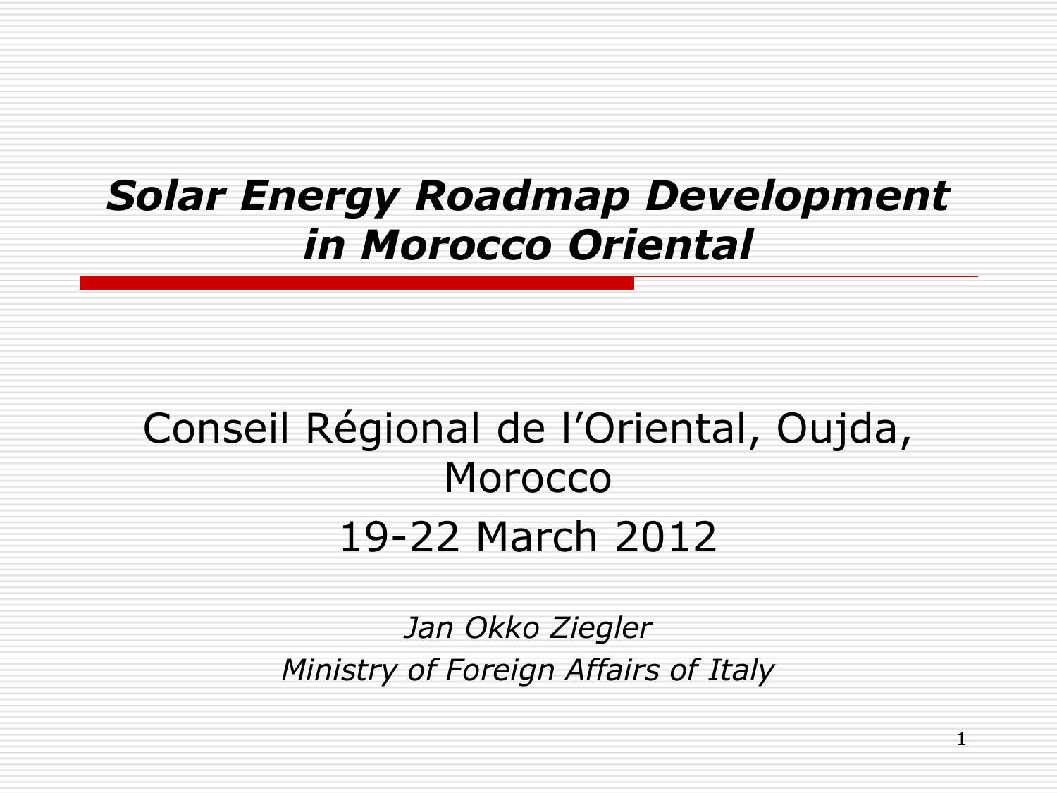# *Solar Energy Roadmap Development in Morocco Oriental*

Conseil Régional de l'Oriental, Oujda, Morocco

19-22 March 2012

*Jan Okko Ziegler*

*Ministry of Foreign Affairs of Italy*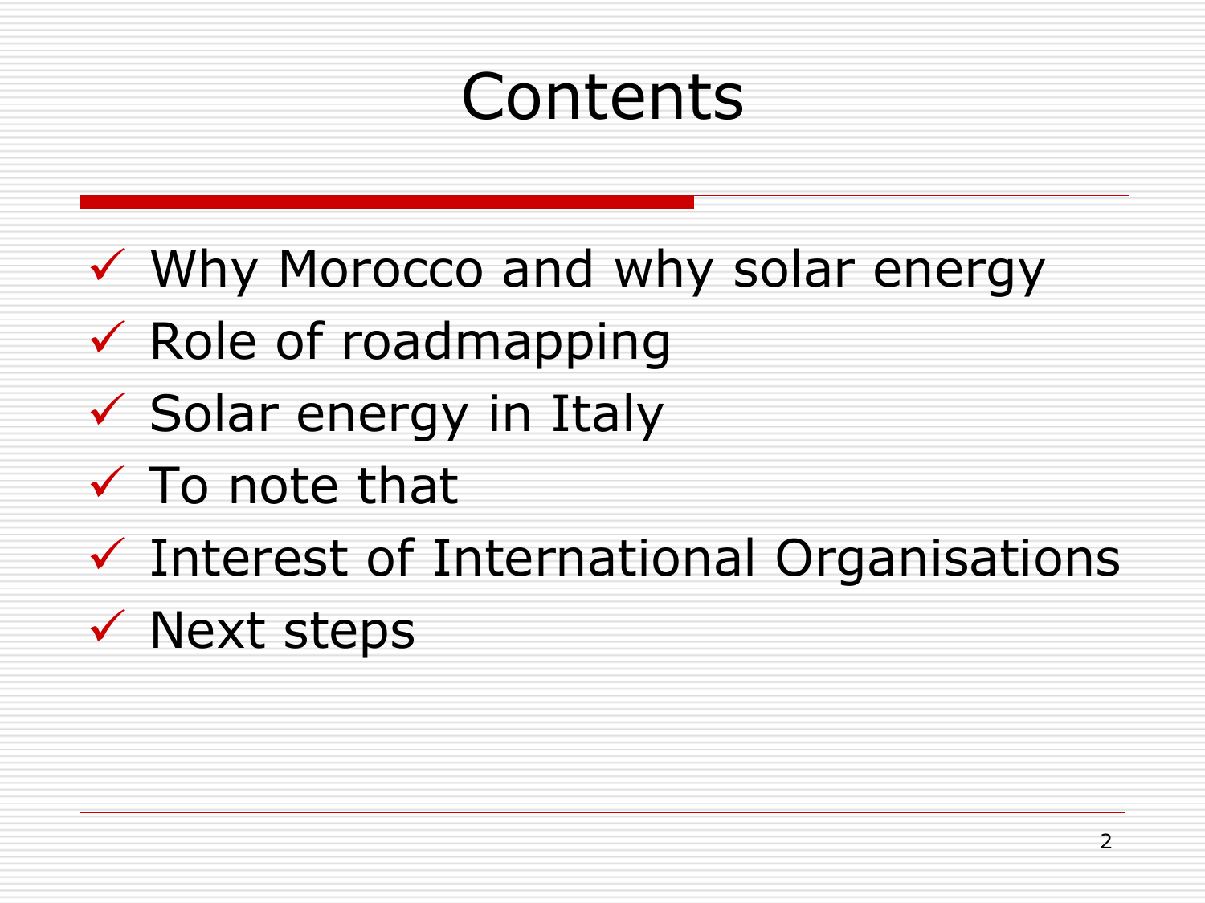# Contents

- ✓ Why Morocco and why solar energy
- ✓ Role of roadmapping
- ✓ Solar energy in Italy
- ✓ To note that
- ✓ Interest of International Organisations
- ✓ Next steps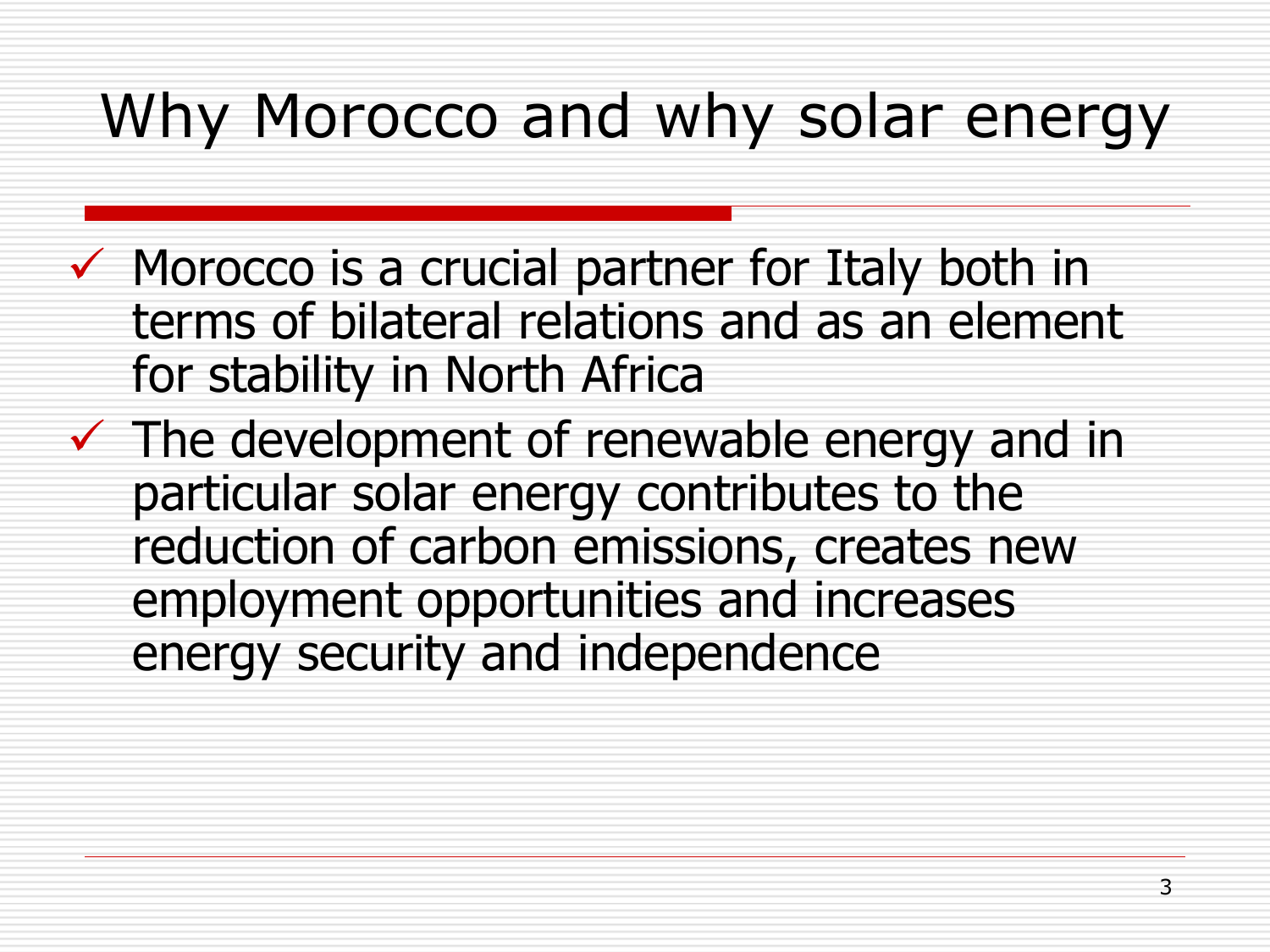# Why Morocco and why solar energy

- ✓ Morocco is a crucial partner for Italy both in terms of bilateral relations and as an element for stability in North Africa
- ✓ The development of renewable energy and in particular solar energy contributes to the reduction of carbon emissions, creates new employment opportunities and increases energy security and independence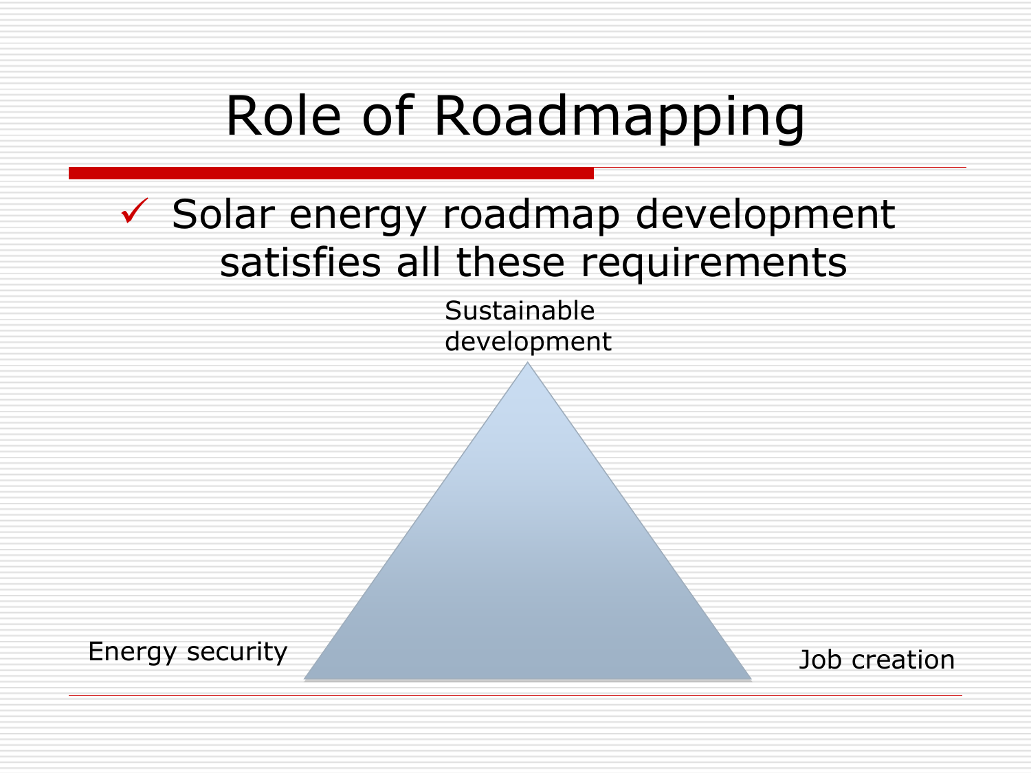# Role of Roadmapping

- ✓ Solar energy roadmap development satisfies all these requirements

Sustainable development

Energy security

Job creation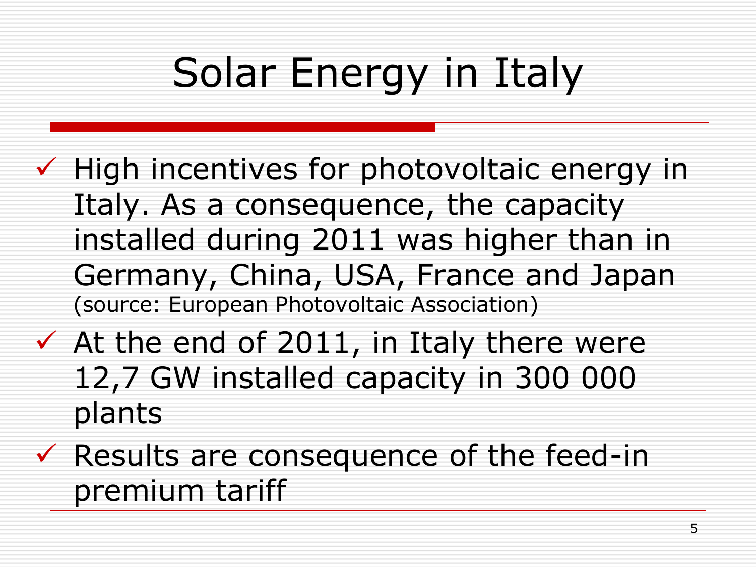# Solar Energy in Italy

- High incentives for photovoltaic energy in Italy. As a consequence, the capacity installed during 2011 was higher than in Germany, China, USA, France and Japan (source: European Photovoltaic Association)
- At the end of 2011, in Italy there were 12,7 GW installed capacity in 300 000 plants
- Results are consequence of the feed-in premium tariff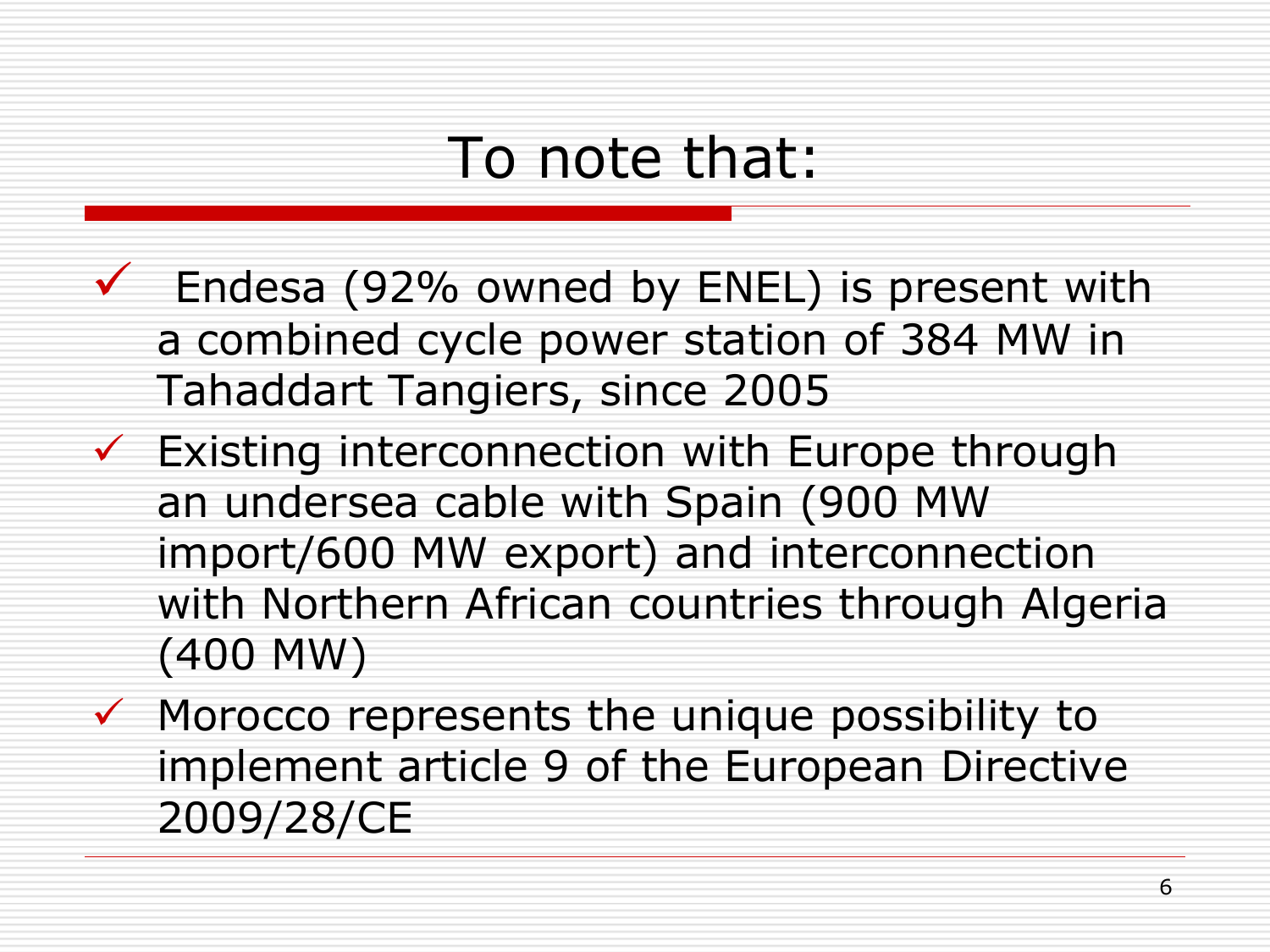# To note that:

- Endesa (92% owned by ENEL) is present with a combined cycle power station of 384 MW in Tahaddart Tangiers, since 2005
- Existing interconnection with Europe through an undersea cable with Spain (900 MW import/600 MW export) and interconnection with Northern African countries through Algeria (400 MW)
- Morocco represents the unique possibility to implement article 9 of the European Directive 2009/28/CE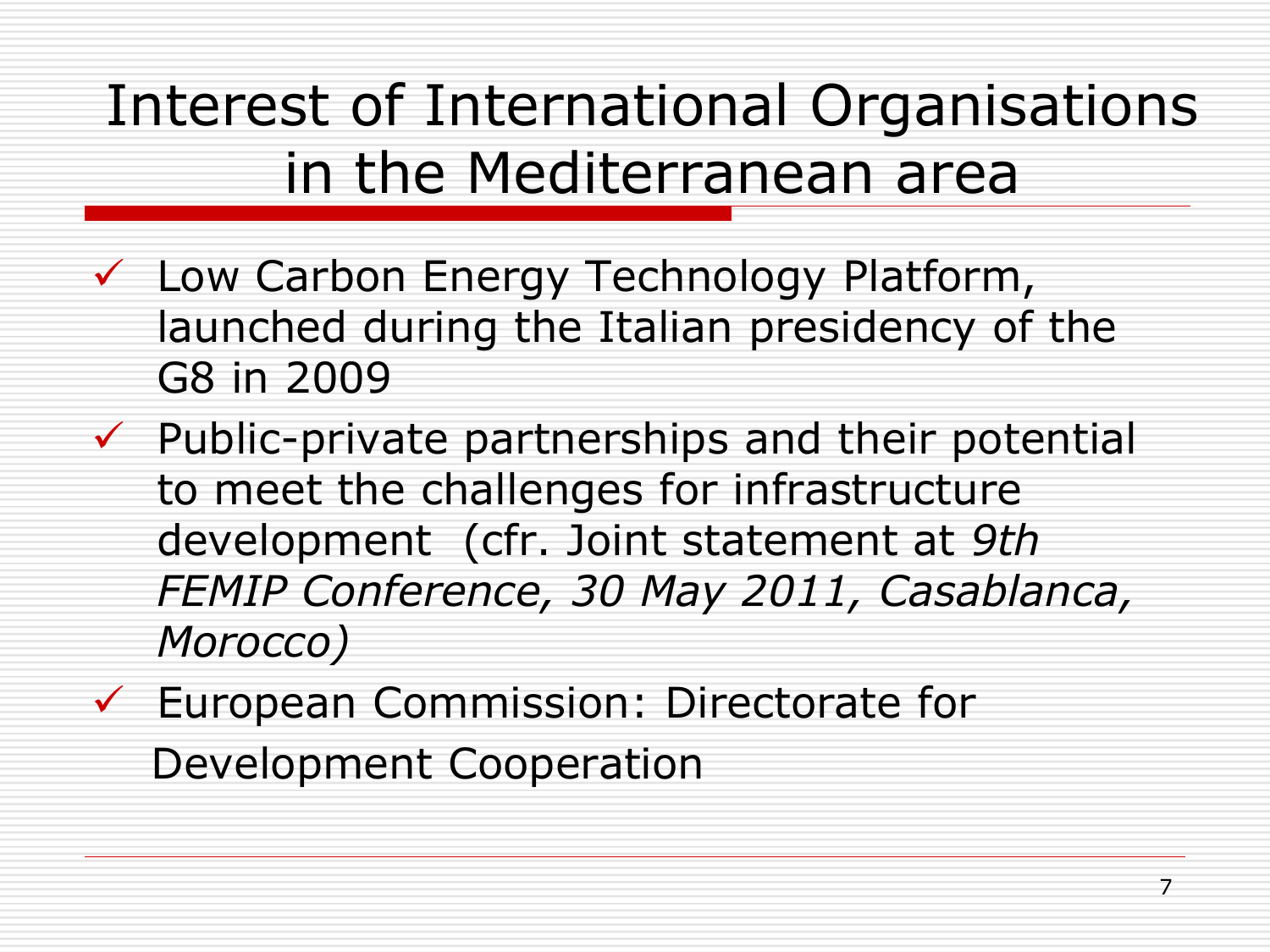# Interest of International Organisations in the Mediterranean area

- ✓ Low Carbon Energy Technology Platform, launched during the Italian presidency of the G8 in 2009
- ✓ Public-private partnerships and their potential to meet the challenges for infrastructure development (cfr. Joint statement at *9th FEMIP Conference, 30 May 2011, Casablanca, Morocco)*
- ✓ European Commission: Directorate for Development Cooperation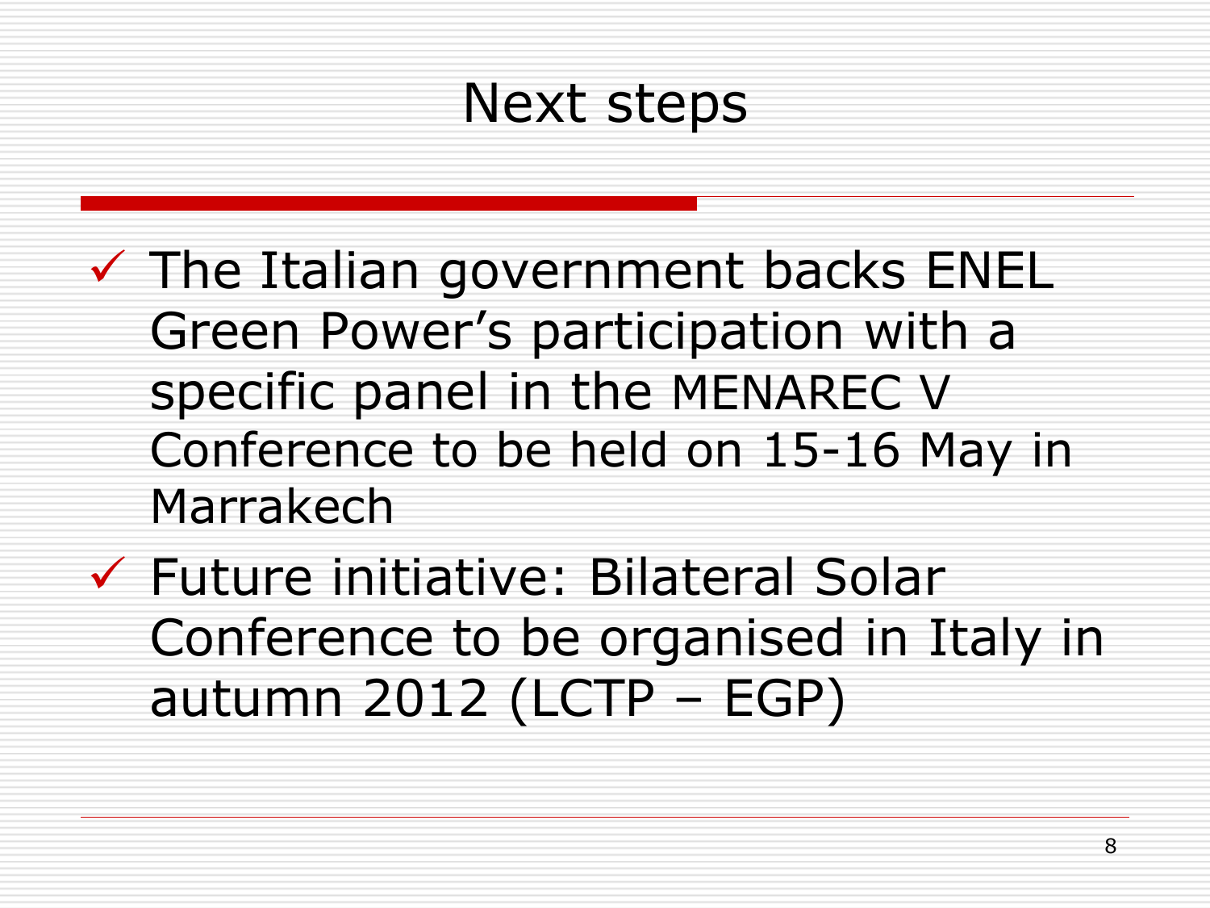# Next steps

- ✓ The Italian government backs ENEL Green Power's participation with a specific panel in the MENAREC V Conference to be held on 15-16 May in Marrakech
- ✓ Future initiative: Bilateral Solar Conference to be organised in Italy in autumn 2012 (LCTP – EGP)